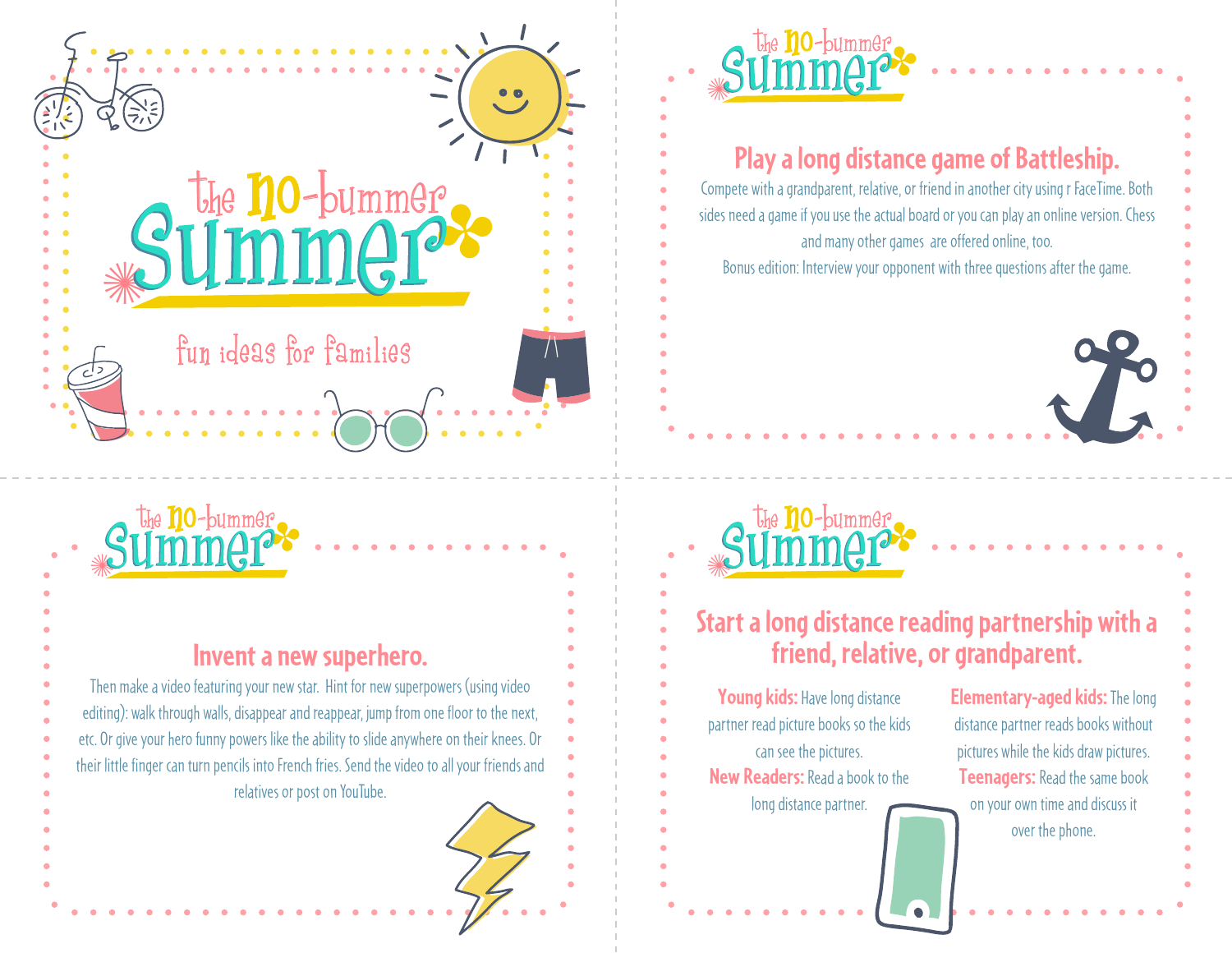# the no-bummer Summer

fun ideas for families

---

## the no-bummer Summer

### Play a long distance game of Battleship.

Compete with a grandparent, relative, or friend in another city using r FaceTime. Both sides need a game if you use the actual board or you can play an online version. Chess and many other games are offered online, too.

Bonus edition: Interview your opponent with three questions after the game.

---

## the no-bummer Summer

### Invent a new superhero.

Then make a video featuring your new star. Hint for new superpowers (using video editing): walk through walls, disappear and reappear, jump from one floor to the next, etc. Or give your hero funny powers like the ability to slide anywhere on their knees. Or their little finger can turn pencils into French fries. Send the video to all your friends and relatives or post on YouTube.

---

## the no-bummer Summer

### Start a long distance reading partnership with a friend, relative, or grandparent.

**Young kids:** Have long distance partner read picture books so the kids can see the pictures.

**New Readers:** Read a book to the long distance partner.

**Elementary-aged kids:** The long distance partner reads books without pictures while the kids draw pictures.

**Teenagers:** Read the same book on your own time and discuss it over the phone.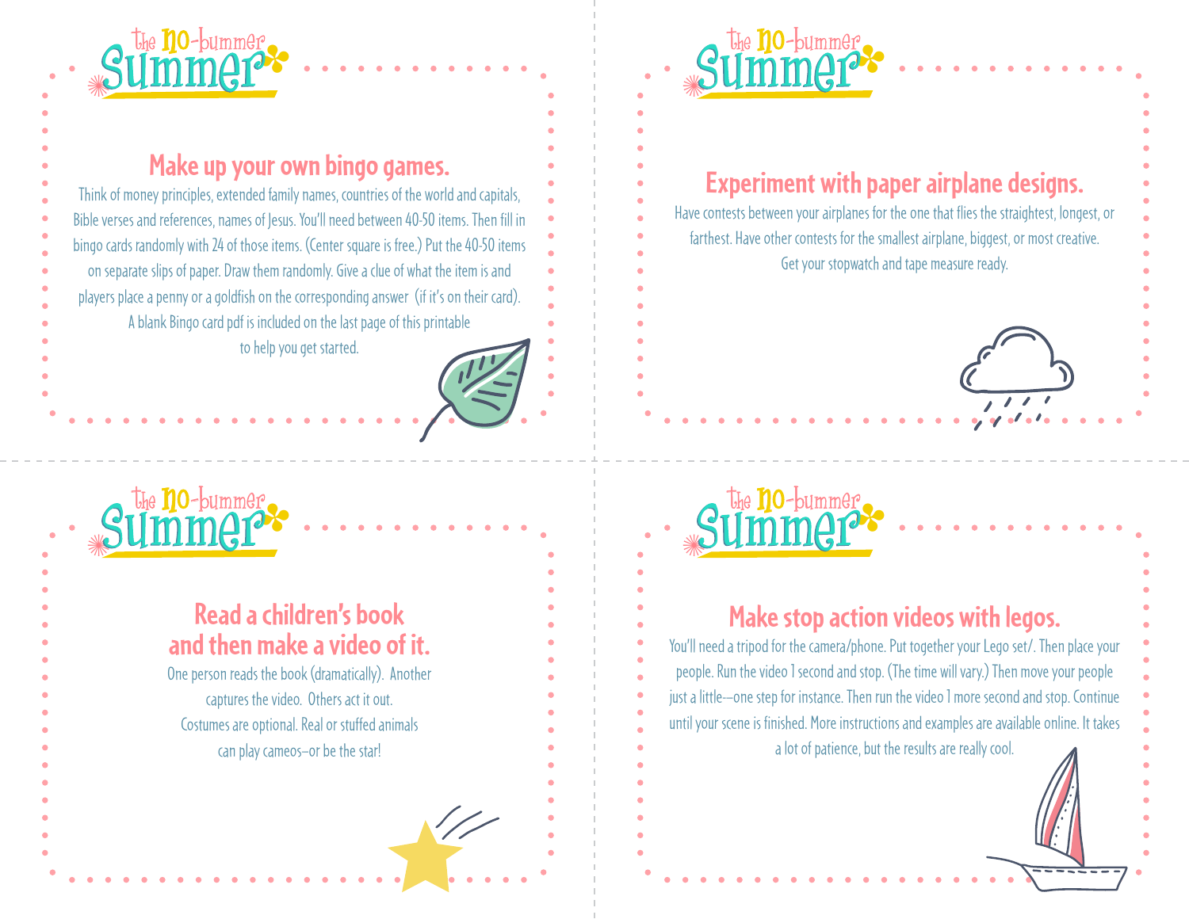## Make up your own bingo games.

Think of money principles, extended family names, countries of the world and capitals, Bible verses and references, names of Jesus. You'll need between 40-50 items. Then fill in bingo cards randomly with 24 of those items. (Center square is free.) Put the 40-50 items on separate slips of paper. Draw them randomly. Give a clue of what the item is and players place a penny or a goldfish on the corresponding answer (if it's on their card). A blank Bingo card pdf is included on the last page of this printable to help you get started.

## Experiment with paper airplane designs.

Have contests between your airplanes for the one that flies the straightest, longest, or farthest. Have other contests for the smallest airplane, biggest, or most creative. Get your stopwatch and tape measure ready.

## Read a children's book and then make a video of it.

One person reads the book (dramatically). Another captures the video. Others act it out. Costumes are optional. Real or stuffed animals can play cameos–or be the star!

## Make stop action videos with legos.

You'll need a tripod for the camera/phone. Put together your Lego set/. Then place your people. Run the video 1 second and stop. (The time will vary.) Then move your people just a little–one step for instance. Then run the video 1 more second and stop. Continue until your scene is finished. More instructions and examples are available online. It takes a lot of patience, but the results are really cool.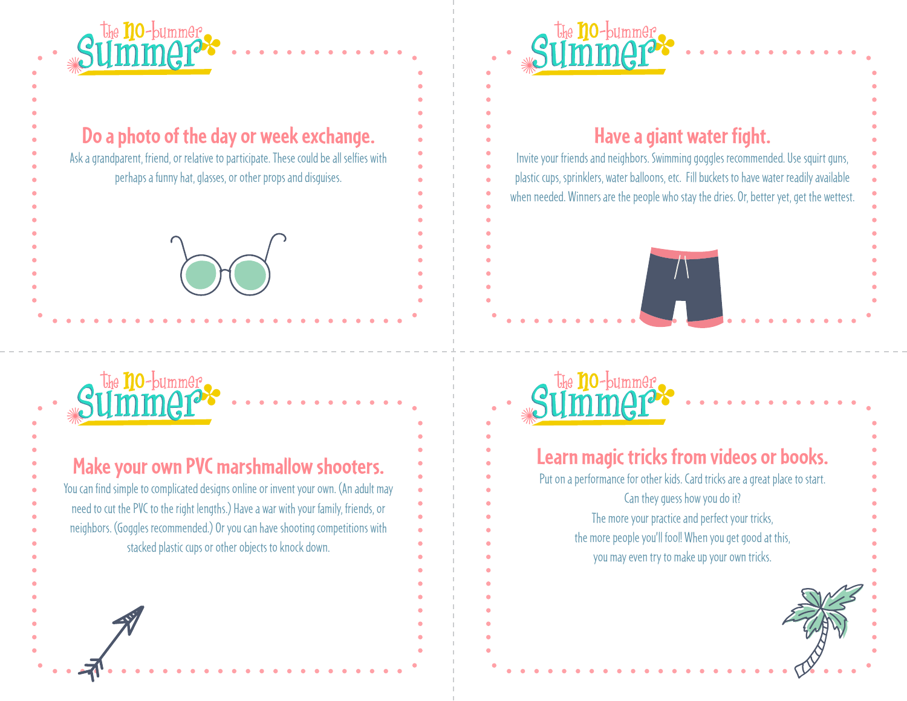the no-bummer Summer

## Do a photo of the day or week exchange.

Ask a grandparent, friend, or relative to participate. These could be all selfies with perhaps a funny hat, glasses, or other props and disguises.

the no-bummer Summer

## Have a giant water fight.

Invite your friends and neighbors. Swimming goggles recommended. Use squirt guns, plastic cups, sprinklers, water balloons, etc. Fill buckets to have water readily available when needed. Winners are the people who stay the dries. Or, better yet, get the wettest.

the no-bummer Summer

## Make your own PVC marshmallow shooters.

You can find simple to complicated designs online or invent your own. (An adult may need to cut the PVC to the right lengths.) Have a war with your family, friends, or neighbors. (Goggles recommended.) Or you can have shooting competitions with stacked plastic cups or other objects to knock down.

the no-bummer Summer

## Learn magic tricks from videos or books.

Put on a performance for other kids. Card tricks are a great place to start.
Can they guess how you do it?
The more your practice and perfect your tricks,
the more people you'll fool! When you get good at this,
you may even try to make up your own tricks.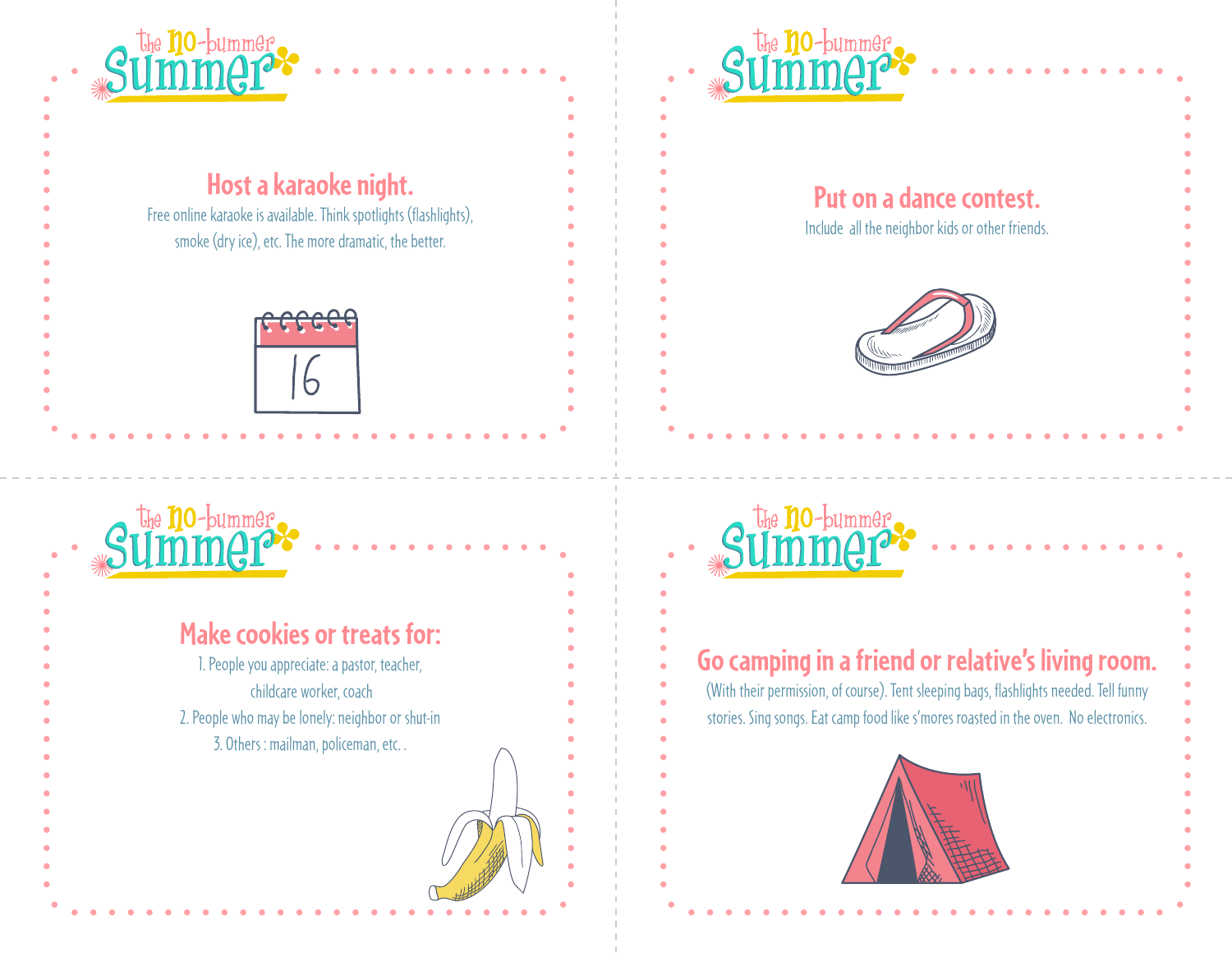the no-bummer Summer

## Host a karaoke night.

Free online karaoke is available. Think spotlights (flashlights), smoke (dry ice), etc. The more dramatic, the better.

the no-bummer Summer

## Put on a dance contest.

Include all the neighbor kids or other friends.

the no-bummer Summer

## Make cookies or treats for:

1. People you appreciate: a pastor, teacher, childcare worker, coach
2. People who may be lonely: neighbor or shut-in
3. Others : mailman, policeman, etc. .

the no-bummer Summer

## Go camping in a friend or relative's living room.

(With their permission, of course). Tent sleeping bags, flashlights needed. Tell funny stories. Sing songs. Eat camp food like s'mores roasted in the oven. No electronics.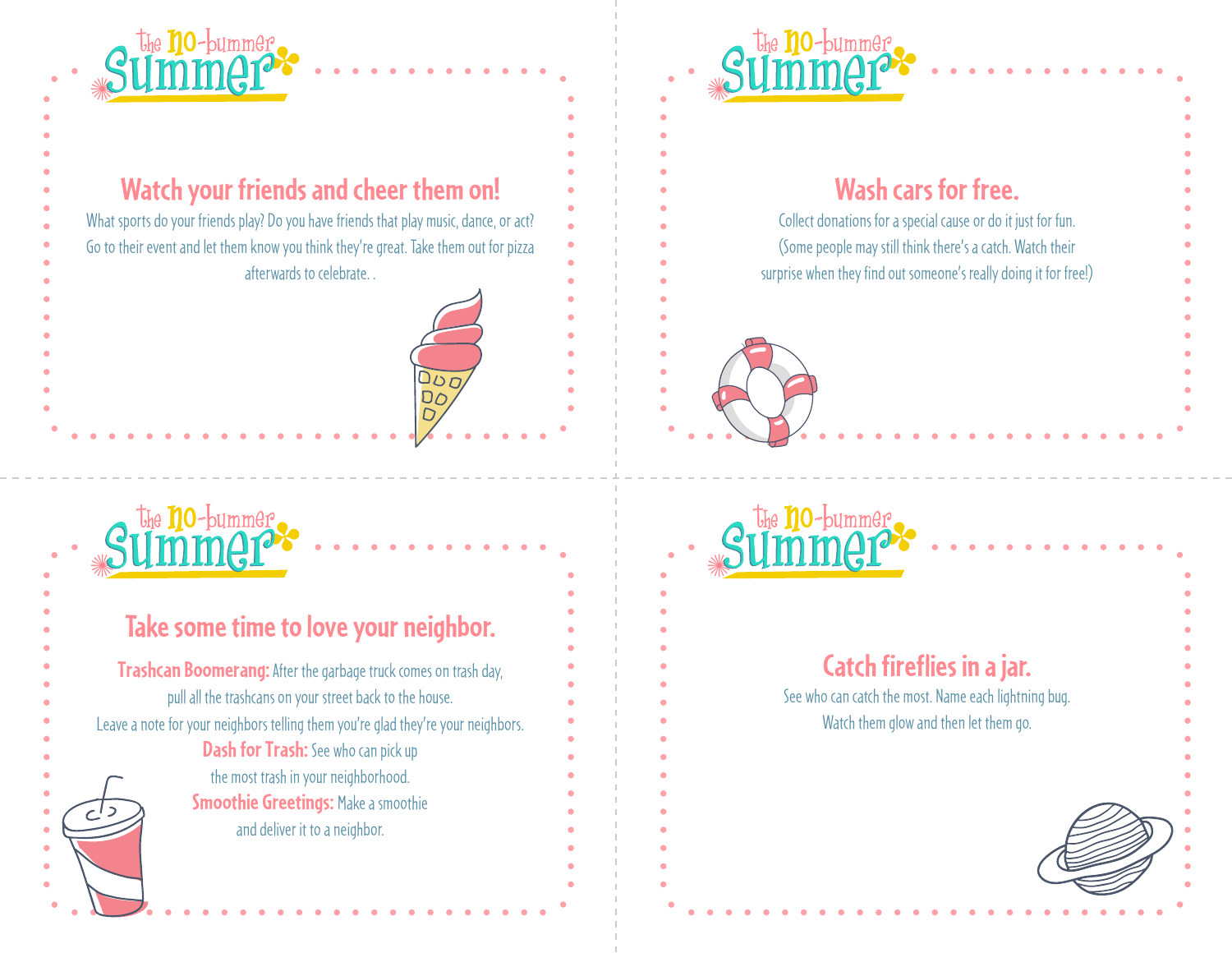the no-bummer Summer

## Watch your friends and cheer them on!

What sports do your friends play? Do you have friends that play music, dance, or act? Go to their event and let them know you think they're great. Take them out for pizza afterwards to celebrate. .

the no-bummer Summer

## Wash cars for free.

Collect donations for a special cause or do it just for fun. (Some people may still think there's a catch. Watch their surprise when they find out someone's really doing it for free!)

the no-bummer Summer

## Take some time to love your neighbor.

**Trashcan Boomerang:** After the garbage truck comes on trash day, pull all the trashcans on your street back to the house. Leave a note for your neighbors telling them you're glad they're your neighbors.

**Dash for Trash:** See who can pick up the most trash in your neighborhood.

**Smoothie Greetings:** Make a smoothie and deliver it to a neighbor.

the no-bummer Summer

## Catch fireflies in a jar.

See who can catch the most. Name each lightning bug. Watch them glow and then let them go.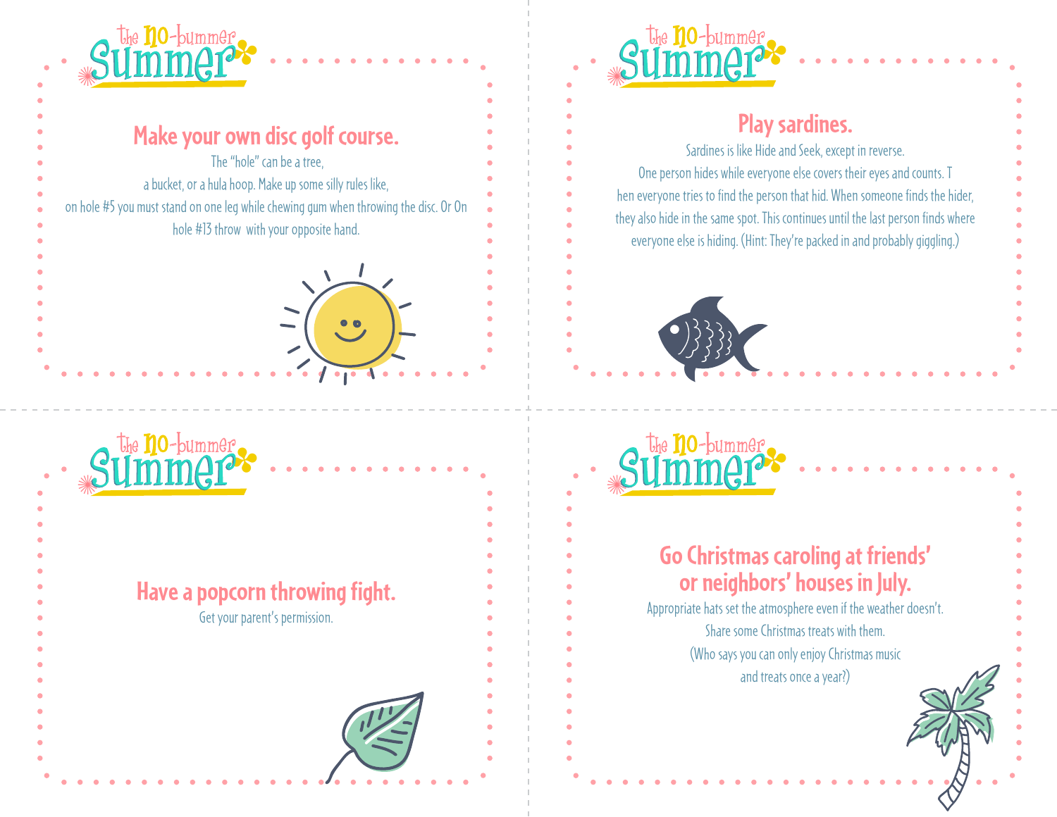the no-bummer summer

## Make your own disc golf course.

The "hole" can be a tree, a bucket, or a hula hoop. Make up some silly rules like, on hole #5 you must stand on one leg while chewing gum when throwing the disc. Or On hole #13 throw with your opposite hand.

the no-bummer summer

## Play sardines.

Sardines is like Hide and Seek, except in reverse. One person hides while everyone else covers their eyes and counts. T hen everyone tries to find the person that hid. When someone finds the hider, they also hide in the same spot. This continues until the last person finds where everyone else is hiding. (Hint: They're packed in and probably giggling.)

the no-bummer summer

## Have a popcorn throwing fight.

Get your parent's permission.

the no-bummer summer

## Go Christmas caroling at friends' or neighbors' houses in July.

Appropriate hats set the atmosphere even if the weather doesn't. Share some Christmas treats with them. (Who says you can only enjoy Christmas music and treats once a year?)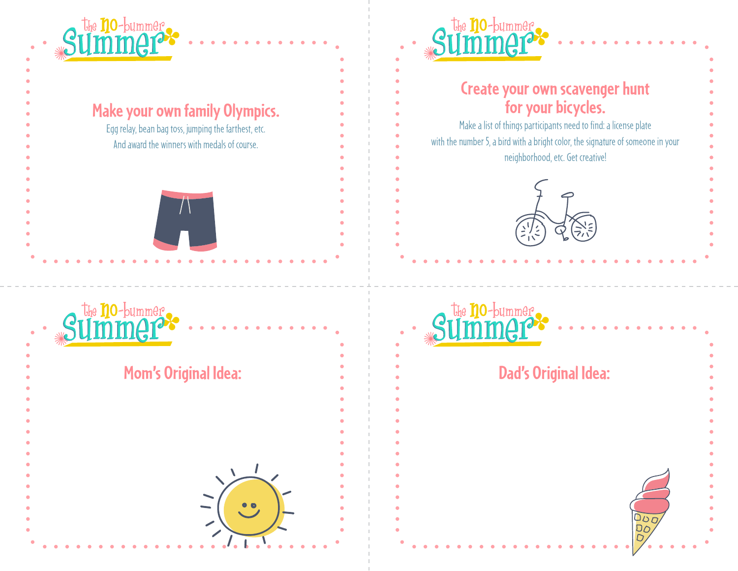the no-bummer summer

## Make your own family Olympics.

Egg relay, bean bag toss, jumping the farthest, etc.
And award the winners with medals of course.

the no-bummer summer

## Create your own scavenger hunt for your bicycles.

Make a list of things participants need to find: a license plate with the number 5, a bird with a bright color, the signature of someone in your neighborhood, etc. Get creative!

the no-bummer summer

## Mom's Original Idea:

the no-bummer summer

## Dad's Original Idea: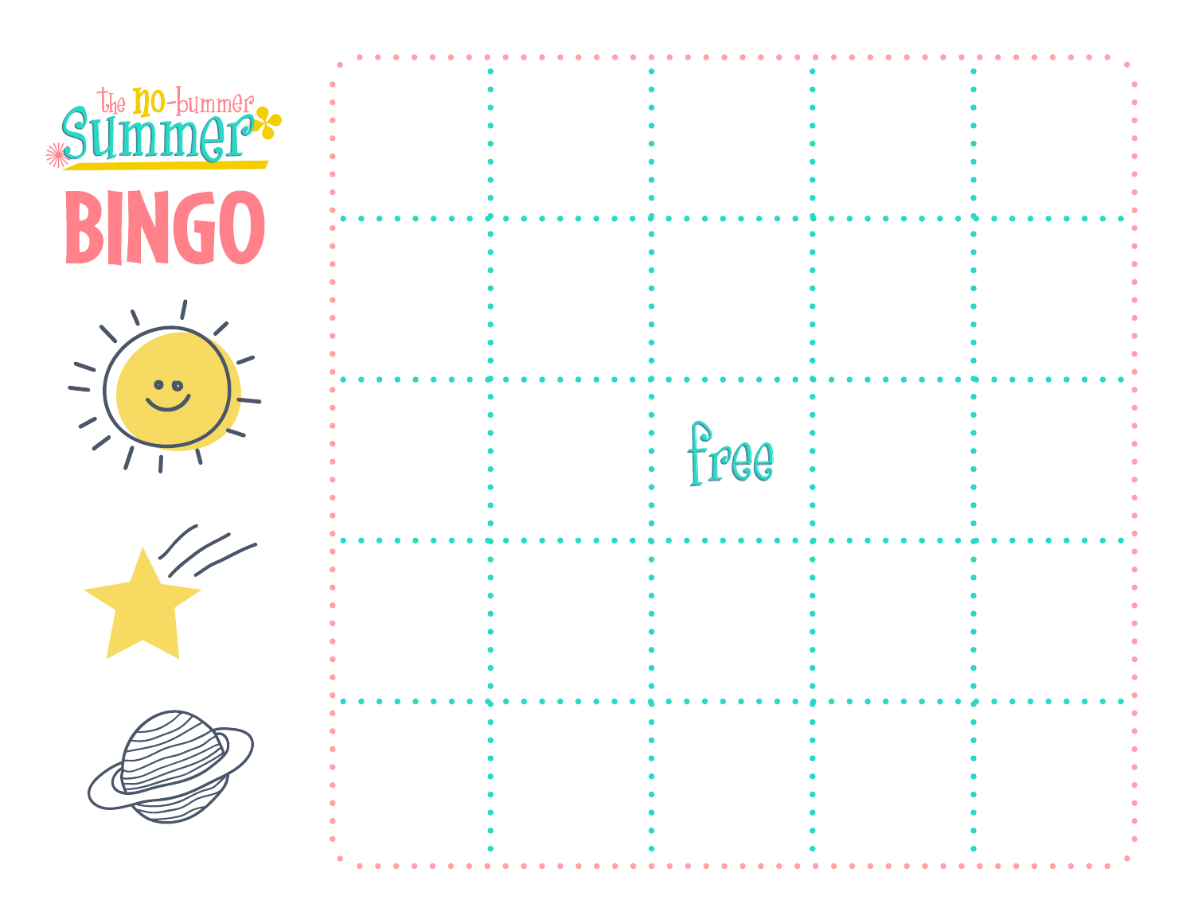the no-bummer Summer

# BINGO

| | | | | |
|---|---|---|---|---|
| | | | | |
| | | | | |
| | | free | | |
| | | | | |
| | | | | |